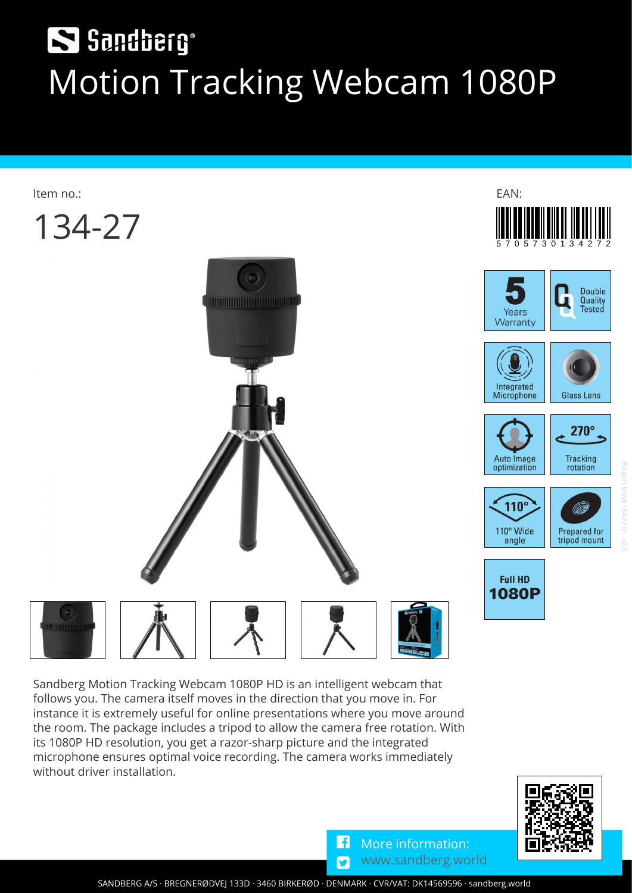# Sandberg

# Motion Tracking Webcam 1080P

Item no.:

134-27

EAN:

5 705730 134272

- 5 Years Warranty
- Double Quality Tested
- Integrated Microphone
- Glass Lens
- Auto Image optimization
- 270° Tracking rotation
- 110° Wide angle
- Prepared for tripod mount
- Full HD 1080P

Sandberg Motion Tracking Webcam 1080P HD is an intelligent webcam that follows you. The camera itself moves in the direction that you move in. For instance it is extremely useful for online presentations where you move around the room. The package includes a tripod to allow the camera free rotation. With its 1080P HD resolution, you get a razor-sharp picture and the integrated microphone ensures optimal voice recording. The camera works immediately without driver installation.

More information:
www.sandberg.world

SANDBERG A/S · BREGNERØDVEJ 133D · 3460 BIRKERØD · DENMARK · CVR/VAT: DK14569596 · sandberg.world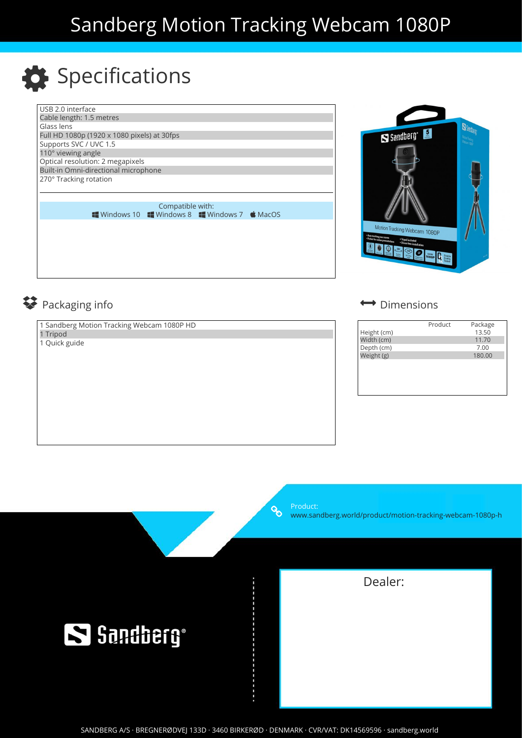# Sandberg Motion Tracking Webcam 1080P

## Specifications

- USB 2.0 interface
- Cable length: 1.5 metres
- Glass lens
- Full HD 1080p (1920 x 1080 pixels) at 30fps
- Supports SVC / UVC 1.5
- 110° viewing angle
- Optical resolution: 2 megapixels
- Built-in Omni-directional microphone
- 270° Tracking rotation

Compatible with:
Windows 10 Windows 8 Windows 7 MacOS

## Packaging info

- 1 Sandberg Motion Tracking Webcam 1080P HD
- 1 Tripod
- 1 Quick guide

## Dimensions

| | Product | Package |
|---|---|---|
| Height (cm) | | 13.50 |
| Width (cm) | | 11.70 |
| Depth (cm) | | 7.00 |
| Weight (g) | | 180.00 |

Product:
www.sandberg.world/product/motion-tracking-webcam-1080p-h

Dealer:

SANDBERG A/S · BREGNERØDVEJ 133D · 3460 BIRKERØD · DENMARK · CVR/VAT: DK14569596 · sandberg.world